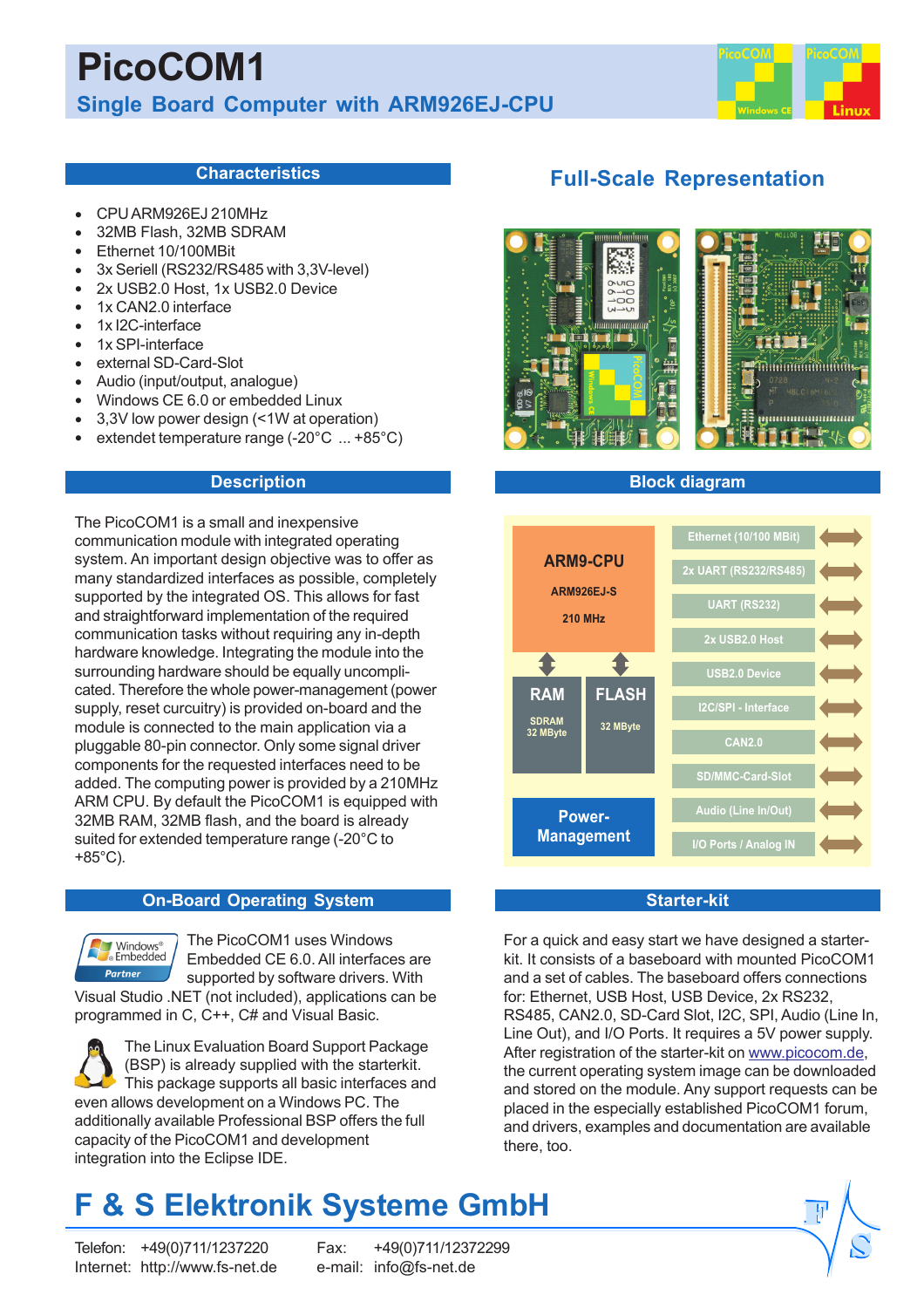# PicoCOM1

## Single Board Computer with ARM926EJ-CPU

## Characteristics

- CPU ARM926EJ 210MHz
- 32MB Flash, 32MB SDRAM
- Ethernet 10/100MBit
- 3x Seriell (RS232/RS485 with 3,3V-level)
- 2x USB2.0 Host, 1x USB2.0 Device
- 1x CAN2.0 interface
- 1x I2C-interface
- 1x SPI-interface
- external SD-Card-Slot
- Audio (input/output, analogue)
- Windows CE 6.0 or embedded Linux
- 3,3V low power design (<1W at operation)
- extendet temperature range (-20°C ... +85°C)

## Full-Scale Representation

## Description

The PicoCOM1 is a small and inexpensive communication module with integrated operating system. An important design objective was to offer as many standardized interfaces as possible, completely supported by the integrated OS. This allows for fast and straightforward implementation of the required communication tasks without requiring any in-depth hardware knowledge. Integrating the module into the surrounding hardware should be equally uncomplicated. Therefore the whole power-management (power supply, reset curcuitry) is provided on-board and the module is connected to the main application via a pluggable 80-pin connector. Only some signal driver components for the requested interfaces need to be added. The computing power is provided by a 210MHz ARM CPU. By default the PicoCOM1 is equipped with 32MB RAM, 32MB flash, and the board is already suited for extended temperature range (-20°C to +85°C).

## Block diagram

ARM9-CPU
ARM926EJ-S
210 MHz

RAM
SDRAM
32 MByte

FLASH
32 MByte

Power-Management

Ethernet (10/100 MBit)
2x UART (RS232/RS485)
UART (RS232)
2x USB2.0 Host
USB2.0 Device
I2C/SPI - Interface
CAN2.0
SD/MMC-Card-Slot
Audio (Line In/Out)
I/O Ports / Analog IN

## On-Board Operating System

The PicoCOM1 uses Windows Embedded CE 6.0. All interfaces are supported by software drivers. With Visual Studio .NET (not included), applications can be programmed in C, C++, C# and Visual Basic.

The Linux Evaluation Board Support Package (BSP) is already supplied with the starterkit. This package supports all basic interfaces and even allows development on a Windows PC. The additionally available Professional BSP offers the full capacity of the PicoCOM1 and development integration into the Eclipse IDE.

## Starter-kit

For a quick and easy start we have designed a starter-kit. It consists of a baseboard with mounted PicoCOM1 and a set of cables. The baseboard offers connections for: Ethernet, USB Host, USB Device, 2x RS232, RS485, CAN2.0, SD-Card Slot, I2C, SPI, Audio (Line In, Line Out), and I/O Ports. It requires a 5V power supply. After registration of the starter-kit on www.picocom.de, the current operating system image can be downloaded and stored on the module. Any support requests can be placed in the especially established PicoCOM1 forum, and drivers, examples and documentation are available there, too.

# F & S Elektronik Systeme GmbH

Telefon: +49(0)711/1237220 Fax: +49(0)711/12372299
Internet: http://www.fs-net.de e-mail: info@fs-net.de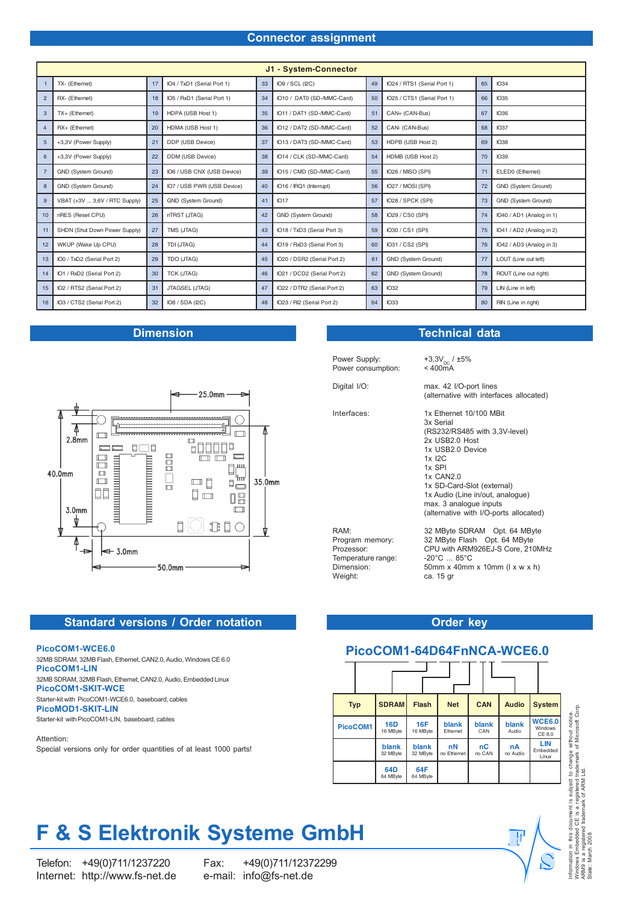## Connector assignment

| J1 - System-Connector | | | | | | | | | |
|---|---|---|---|---|---|---|---|---|---|
| 1 | TX- (Ethernet) | 17 | IO4 / TxD1 (Serial Port 1) | 33 | IO9 / SCL (I2C) | 49 | IO24 / RTS1 (Serial Port 1) | 65 | IO34 |
| 2 | RX- (Ethernet) | 18 | IO5 / RxD1 (Serial Port 1) | 34 | IO10 / DAT0 (SD-/MMC-Card) | 50 | IO25 / CTS1 (Serial Port 1) | 66 | IO35 |
| 3 | TX+ (Ethernet) | 19 | HDPA (USB Host 1) | 35 | IO11 / DAT1 (SD-/MMC-Card) | 51 | CAN+ (CAN-Bus) | 67 | IO36 |
| 4 | RX+ (Ethernet) | 20 | HDMA (USB Host 1) | 36 | IO12 / DAT2 (SD-/MMC-Card) | 52 | CAN- (CAN-Bus) | 68 | IO37 |
| 5 | +3,3V (Power Supply) | 21 | DDP (USB Device) | 37 | IO13 / DAT3 (SD-/MMC-Card) | 53 | HDPB (USB Host 2) | 69 | IO38 |
| 6 | +3,3V (Power Supply) | 22 | DDM (USB Device) | 38 | IO14 / CLK (SD-/MMC-Card) | 54 | HDMB (USB Host 2) | 70 | IO39 |
| 7 | GND (System Ground) | 23 | IO6 / USB CNX (USB Device) | 39 | IO15 / CMD (SD-/MMC-Card) | 55 | IO26 / MISO (SPI) | 71 | ELED0 (Ethernet) |
| 8 | GND (System Ground) | 24 | IO7 / USB PWR (USB Device) | 40 | IO16 / IRQ1 (Interrupt) | 56 | IO27 / MOSI (SPI) | 72 | GND (System Ground) |
| 9 | VBAT (+3V ... 3,6V / RTC Supply) | 25 | GND (System Ground) | 41 | IO17 | 57 | IO28 / SPCK (SPI) | 73 | GND (System Ground) |
| 10 | nRES (Reset CPU) | 26 | nTRST (JTAG) | 42 | GND (System Ground) | 58 | IO29 / CS0 (SPI) | 74 | IO40 / AD1 (Analog in 1) |
| 11 | SHDN (Shut Down Power Supply) | 27 | TMS (JTAG) | 43 | IO18 / TxD3 (Serial Port 3) | 59 | IO30 / CS1 (SPI) | 75 | IO41 / AD2 (Analog in 2) |
| 12 | WKUP (Wake Up CPU) | 28 | TDI (JTAG) | 44 | IO19 / RxD3 (Serial Port 3) | 60 | IO31 / CS2 (SPI) | 76 | IO42 / AD3 (Analog in 3) |
| 13 | IO0 / TxD2 (Serial Port 2) | 29 | TDO (JTAG) | 45 | IO20 / DSR2 (Serial Port 2) | 61 | GND (System Ground) | 77 | LOUT (Line out left) |
| 14 | IO1 / RxD2 (Serial Port 2) | 30 | TCK (JTAG) | 46 | IO21 / DCD2 (Serial Port 2) | 62 | GND (System Ground) | 78 | ROUT (Line out right) |
| 15 | IO2 / RTS2 (Serial Port 2) | 31 | JTAGSEL (JTAG) | 47 | IO22 / DTR2 (Serial Port 2) | 63 | IO32 | 79 | LIN (Line in left) |
| 16 | IO3 / CTS2 (Serial Port 2) | 32 | IO8 / SDA (I2C) | 48 | IO23 / RI2 (Serial Port 2) | 64 | IO33 | 80 | RIN (Line in right) |

## Dimension

25.0mm
2.8mm
40.0mm
35.0mm
3.0mm
3.0mm
50.0mm

## Technical data

| | |
|---|---|
| Power Supply: | +3,3V$_{DC}$ / ±5% |
| Power consumption: | < 400mA |
| Digital I/O: | max. 42 I/O-port lines (alternative with interfaces allocated) |
| Interfaces: | 1x Ethernet 10/100 MBit<br>3x Serial (RS232/RS485 with 3,3V-level)<br>2x USB2.0 Host<br>1x USB2.0 Device<br>1x I2C<br>1x SPI<br>1x CAN2.0<br>1x SD-Card-Slot (external)<br>1x Audio (Line in/out, analogue)<br>max. 3 analogue inputs (alternative with I/O-ports allocated) |
| RAM: | 32 MByte SDRAM Opt. 64 MByte |
| Program memory: | 32 MByte Flash Opt. 64 MByte |
| Prozessor: | CPU with ARM926EJ-S Core, 210MHz |
| Temperature range: | -20°C ... 85°C |
| Dimension: | 50mm x 40mm x 10mm (l x w x h) |
| Weight: | ca. 15 gr |

## Standard versions / Order notation

**PicoCOM1-WCE6.0**
32MB SDRAM, 32MB Flash, Ethernet, CAN2.0, Audio, Windows CE 6.0

**PicoCOM1-LIN**
32MB SDRAM, 32MB Flash, Ethernet, CAN2.0, Audio, Embedded Linux

**PicoCOM1-SKIT-WCE**
Starter-kit with PicoCOM1-WCE6.0, baseboard, cables

**PicoMOD1-SKIT-LIN**
Starter-kit with PicoCOM1-LIN, baseboard, cables

Attention:
Special versions only for order quantities of at least 1000 parts!

## Order key

**PicoCOM1-64D64FnNCA-WCE6.0**

| Typ | SDRAM | Flash | Net | CAN | Audio | System |
|---|---|---|---|---|---|---|
| PicoCOM1 | 16D 16 MByte | 16F 16 MByte | blank Ethernet | blank CAN | blank Audio | WCE6.0 Windows CE 6.0 |
| | blank 32 MByte | blank 32 MByte | nN no Ethernet | nC no CAN | nA no Audio | LIN Embedded Linux |
| | 64D 64 MByte | 64F 64 MByte | | | | |

# F & S Elektronik Systeme GmbH

Telefon: +49(0)711/1237220  Fax: +49(0)711/12372299
Internet: http://www.fs-net.de  e-mail: info@fs-net.de

Information in this document is subject to change without notice.
Windows Embedded CE is a registered trademark of Microsoft Corp.
ARM9 is a registered trademark of ARM Ltd.
State: March 2008